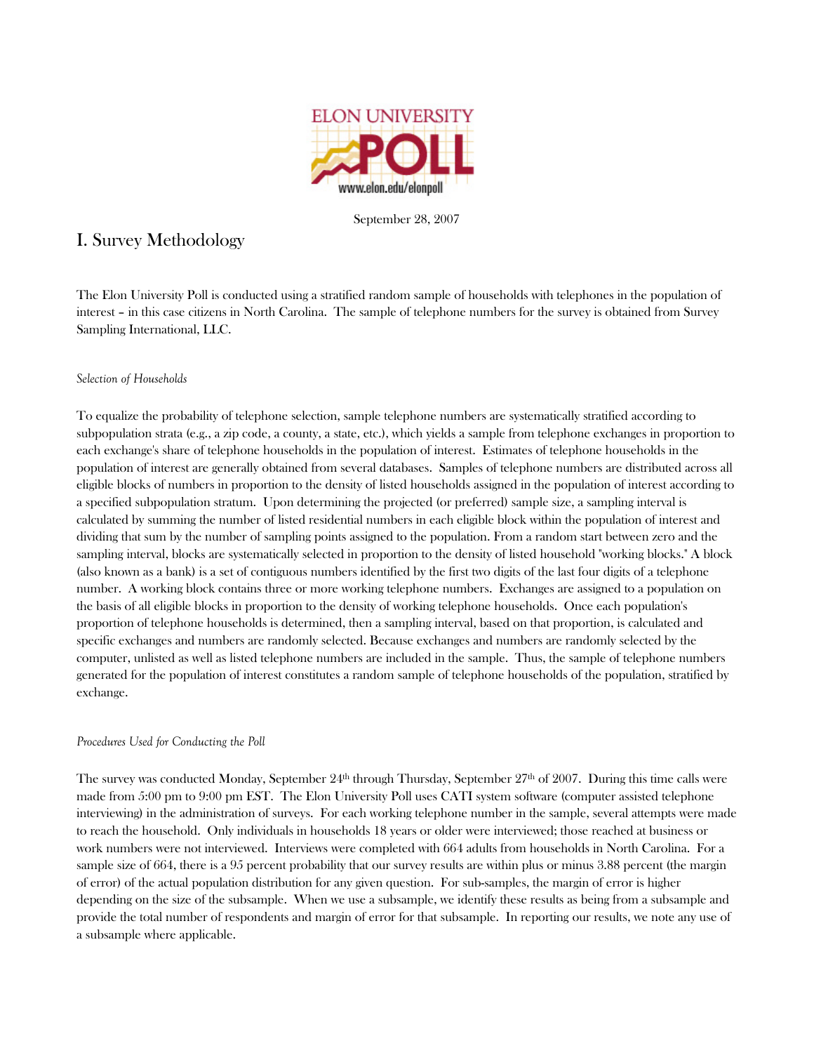ELON UNIVERSITY POLL

www.elon.edu/elonpoll

September 28, 2007

# I. Survey Methodology

The Elon University Poll is conducted using a stratified random sample of households with telephones in the population of interest – in this case citizens in North Carolina. The sample of telephone numbers for the survey is obtained from Survey Sampling International, LLC.

*Selection of Households*

To equalize the probability of telephone selection, sample telephone numbers are systematically stratified according to subpopulation strata (e.g., a zip code, a county, a state, etc.), which yields a sample from telephone exchanges in proportion to each exchange's share of telephone households in the population of interest. Estimates of telephone households in the population of interest are generally obtained from several databases. Samples of telephone numbers are distributed across all eligible blocks of numbers in proportion to the density of listed households assigned in the population of interest according to a specified subpopulation stratum. Upon determining the projected (or preferred) sample size, a sampling interval is calculated by summing the number of listed residential numbers in each eligible block within the population of interest and dividing that sum by the number of sampling points assigned to the population. From a random start between zero and the sampling interval, blocks are systematically selected in proportion to the density of listed household "working blocks." A block (also known as a bank) is a set of contiguous numbers identified by the first two digits of the last four digits of a telephone number. A working block contains three or more working telephone numbers. Exchanges are assigned to a population on the basis of all eligible blocks in proportion to the density of working telephone households. Once each population's proportion of telephone households is determined, then a sampling interval, based on that proportion, is calculated and specific exchanges and numbers are randomly selected. Because exchanges and numbers are randomly selected by the computer, unlisted as well as listed telephone numbers are included in the sample. Thus, the sample of telephone numbers generated for the population of interest constitutes a random sample of telephone households of the population, stratified by exchange.

*Procedures Used for Conducting the Poll*

The survey was conducted Monday, September 24th through Thursday, September 27th of 2007. During this time calls were made from 5:00 pm to 9:00 pm EST. The Elon University Poll uses CATI system software (computer assisted telephone interviewing) in the administration of surveys. For each working telephone number in the sample, several attempts were made to reach the household. Only individuals in households 18 years or older were interviewed; those reached at business or work numbers were not interviewed. Interviews were completed with 664 adults from households in North Carolina. For a sample size of 664, there is a 95 percent probability that our survey results are within plus or minus 3.88 percent (the margin of error) of the actual population distribution for any given question. For sub-samples, the margin of error is higher depending on the size of the subsample. When we use a subsample, we identify these results as being from a subsample and provide the total number of respondents and margin of error for that subsample. In reporting our results, we note any use of a subsample where applicable.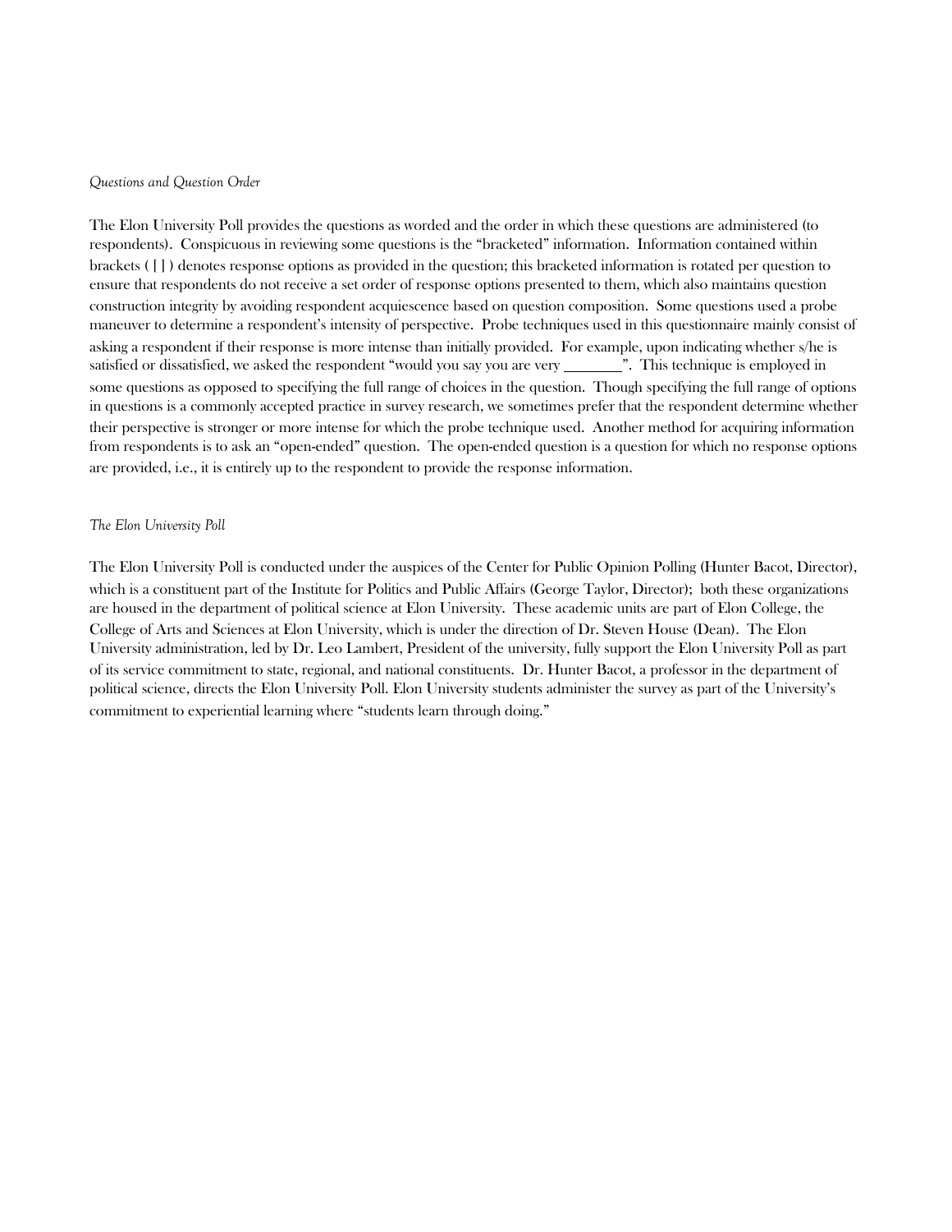*Questions and Question Order*

The Elon University Poll provides the questions as worded and the order in which these questions are administered (to respondents). Conspicuous in reviewing some questions is the "bracketed" information. Information contained within brackets ( [ ] ) denotes response options as provided in the question; this bracketed information is rotated per question to ensure that respondents do not receive a set order of response options presented to them, which also maintains question construction integrity by avoiding respondent acquiescence based on question composition. Some questions used a probe maneuver to determine a respondent's intensity of perspective. Probe techniques used in this questionnaire mainly consist of asking a respondent if their response is more intense than initially provided. For example, upon indicating whether s/he is satisfied or dissatisfied, we asked the respondent "would you say you are very ________". This technique is employed in some questions as opposed to specifying the full range of choices in the question. Though specifying the full range of options in questions is a commonly accepted practice in survey research, we sometimes prefer that the respondent determine whether their perspective is stronger or more intense for which the probe technique used. Another method for acquiring information from respondents is to ask an "open-ended" question. The open-ended question is a question for which no response options are provided, i.e., it is entirely up to the respondent to provide the response information.

*The Elon University Poll*

The Elon University Poll is conducted under the auspices of the Center for Public Opinion Polling (Hunter Bacot, Director), which is a constituent part of the Institute for Politics and Public Affairs (George Taylor, Director); both these organizations are housed in the department of political science at Elon University. These academic units are part of Elon College, the College of Arts and Sciences at Elon University, which is under the direction of Dr. Steven House (Dean). The Elon University administration, led by Dr. Leo Lambert, President of the university, fully support the Elon University Poll as part of its service commitment to state, regional, and national constituents. Dr. Hunter Bacot, a professor in the department of political science, directs the Elon University Poll. Elon University students administer the survey as part of the University's commitment to experiential learning where "students learn through doing."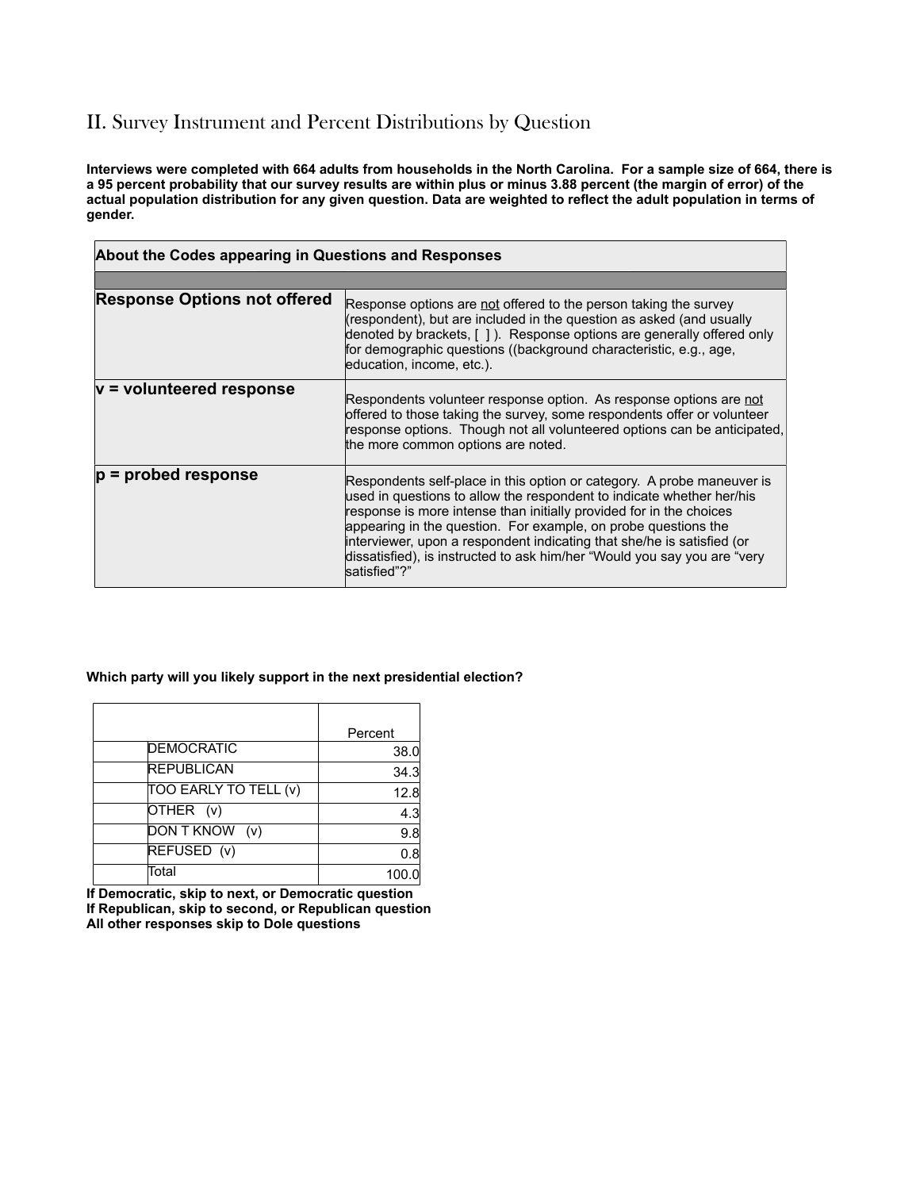## II. Survey Instrument and Percent Distributions by Question

**Interviews were completed with 664 adults from households in the North Carolina. For a sample size of 664, there is a 95 percent probability that our survey results are within plus or minus 3.88 percent (the margin of error) of the actual population distribution for any given question. Data are weighted to reflect the adult population in terms of gender.**

| About the Codes appearing in Questions and Responses | |
|---|---|
| **Response Options not offered** | Response options are not offered to the person taking the survey (respondent), but are included in the question as asked (and usually denoted by brackets, [ ] ). Response options are generally offered only for demographic questions ((background characteristic, e.g., age, education, income, etc.). |
| **v = volunteered response** | Respondents volunteer response option. As response options are not offered to those taking the survey, some respondents offer or volunteer response options. Though not all volunteered options can be anticipated, the more common options are noted. |
| **p = probed response** | Respondents self-place in this option or category. A probe maneuver is used in questions to allow the respondent to indicate whether her/his response is more intense than initially provided for in the choices appearing in the question. For example, on probe questions the interviewer, upon a respondent indicating that she/he is satisfied (or dissatisfied), is instructed to ask him/her "Would you say you are "very satisfied"?" |

**Which party will you likely support in the next presidential election?**

| | | Percent |
|---|---|---|
| | DEMOCRATIC | 38.0 |
| | REPUBLICAN | 34.3 |
| | TOO EARLY TO TELL (v) | 12.8 |
| | OTHER (v) | 4.3 |
| | DON T KNOW (v) | 9.8 |
| | REFUSED (v) | 0.8 |
| | Total | 100.0 |

**If Democratic, skip to next, or Democratic question**
**If Republican, skip to second, or Republican question**
**All other responses skip to Dole questions**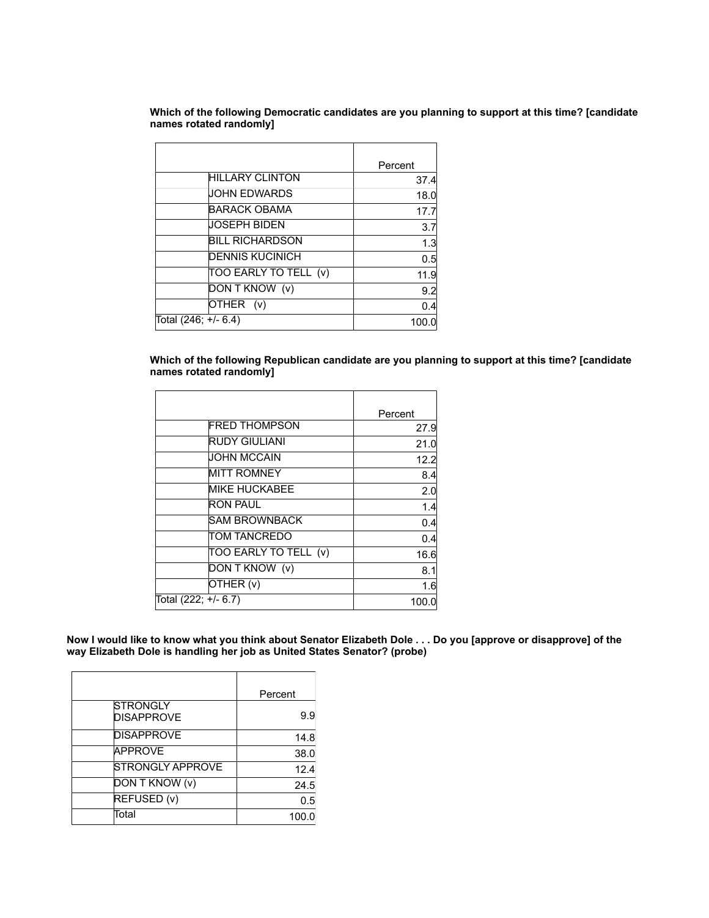**Which of the following Democratic candidates are you planning to support at this time? [candidate names rotated randomly]**

| | Percent |
|---|---|
| HILLARY CLINTON | 37.4 |
| JOHN EDWARDS | 18.0 |
| BARACK OBAMA | 17.7 |
| JOSEPH BIDEN | 3.7 |
| BILL RICHARDSON | 1.3 |
| DENNIS KUCINICH | 0.5 |
| TOO EARLY TO TELL (v) | 11.9 |
| DON T KNOW (v) | 9.2 |
| OTHER (v) | 0.4 |
| Total (246; +/- 6.4) | 100.0 |

**Which of the following Republican candidate are you planning to support at this time? [candidate names rotated randomly]**

| | Percent |
|---|---|
| FRED THOMPSON | 27.9 |
| RUDY GIULIANI | 21.0 |
| JOHN MCCAIN | 12.2 |
| MITT ROMNEY | 8.4 |
| MIKE HUCKABEE | 2.0 |
| RON PAUL | 1.4 |
| SAM BROWNBACK | 0.4 |
| TOM TANCREDO | 0.4 |
| TOO EARLY TO TELL (v) | 16.6 |
| DON T KNOW (v) | 8.1 |
| OTHER (v) | 1.6 |
| Total (222; +/- 6.7) | 100.0 |

**Now I would like to know what you think about Senator Elizabeth Dole . . . Do you [approve or disapprove] of the way Elizabeth Dole is handling her job as United States Senator? (probe)**

| | Percent |
|---|---|
| STRONGLY DISAPPROVE | 9.9 |
| DISAPPROVE | 14.8 |
| APPROVE | 38.0 |
| STRONGLY APPROVE | 12.4 |
| DON T KNOW (v) | 24.5 |
| REFUSED (v) | 0.5 |
| Total | 100.0 |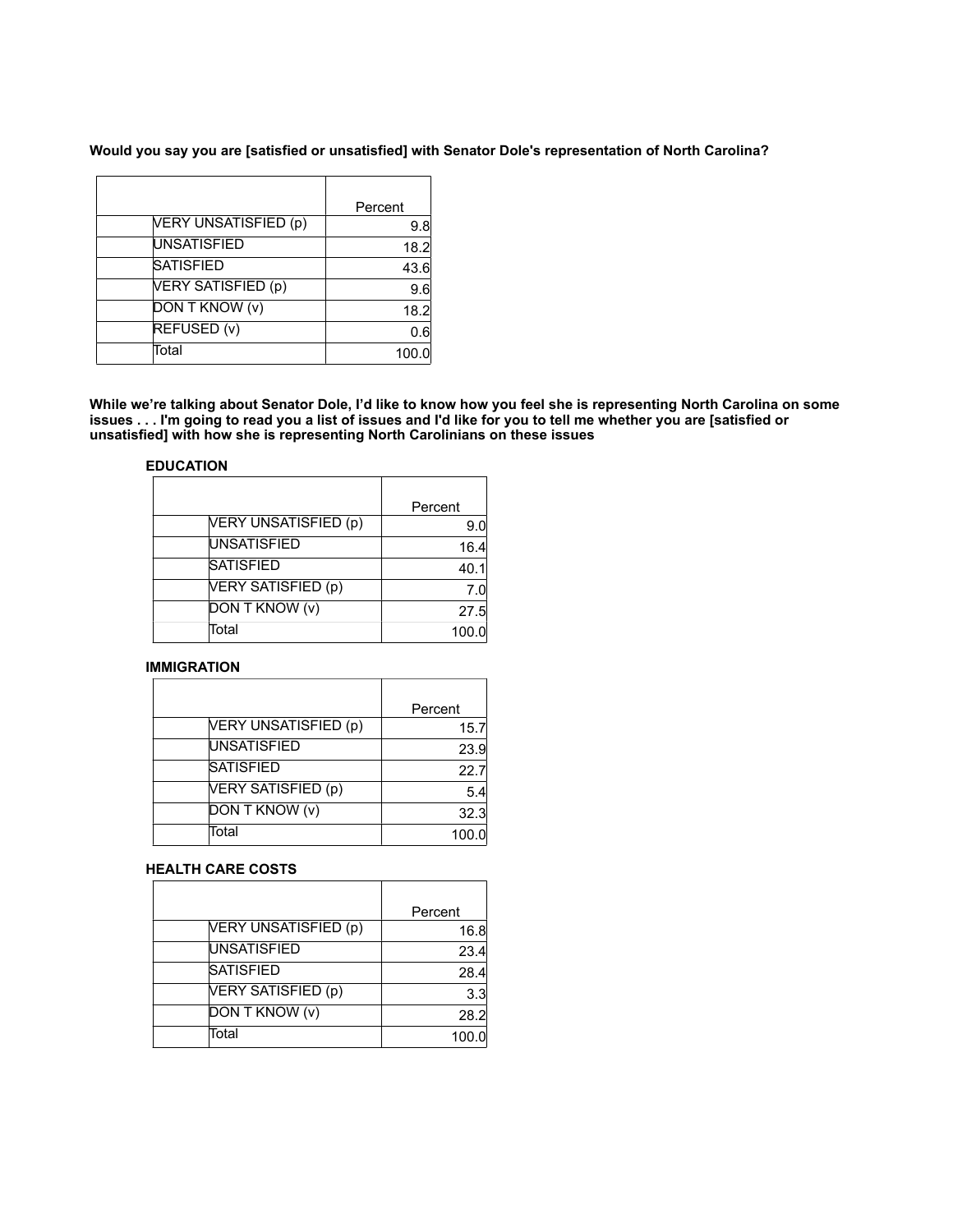**Would you say you are [satisfied or unsatisfied] with Senator Dole's representation of North Carolina?**

| | Percent |
|---|---|
| VERY UNSATISFIED (p) | 9.8 |
| UNSATISFIED | 18.2 |
| SATISFIED | 43.6 |
| VERY SATISFIED (p) | 9.6 |
| DON T KNOW (v) | 18.2 |
| REFUSED (v) | 0.6 |
| Total | 100.0 |

**While we're talking about Senator Dole, I'd like to know how you feel she is representing North Carolina on some issues . . . I'm going to read you a list of issues and I'd like for you to tell me whether you are [satisfied or unsatisfied] with how she is representing North Carolinians on these issues**

**EDUCATION**

| | Percent |
|---|---|
| VERY UNSATISFIED (p) | 9.0 |
| UNSATISFIED | 16.4 |
| SATISFIED | 40.1 |
| VERY SATISFIED (p) | 7.0 |
| DON T KNOW (v) | 27.5 |
| Total | 100.0 |

**IMMIGRATION**

| | Percent |
|---|---|
| VERY UNSATISFIED (p) | 15.7 |
| UNSATISFIED | 23.9 |
| SATISFIED | 22.7 |
| VERY SATISFIED (p) | 5.4 |
| DON T KNOW (v) | 32.3 |
| Total | 100.0 |

**HEALTH CARE COSTS**

| | Percent |
|---|---|
| VERY UNSATISFIED (p) | 16.8 |
| UNSATISFIED | 23.4 |
| SATISFIED | 28.4 |
| VERY SATISFIED (p) | 3.3 |
| DON T KNOW (v) | 28.2 |
| Total | 100.0 |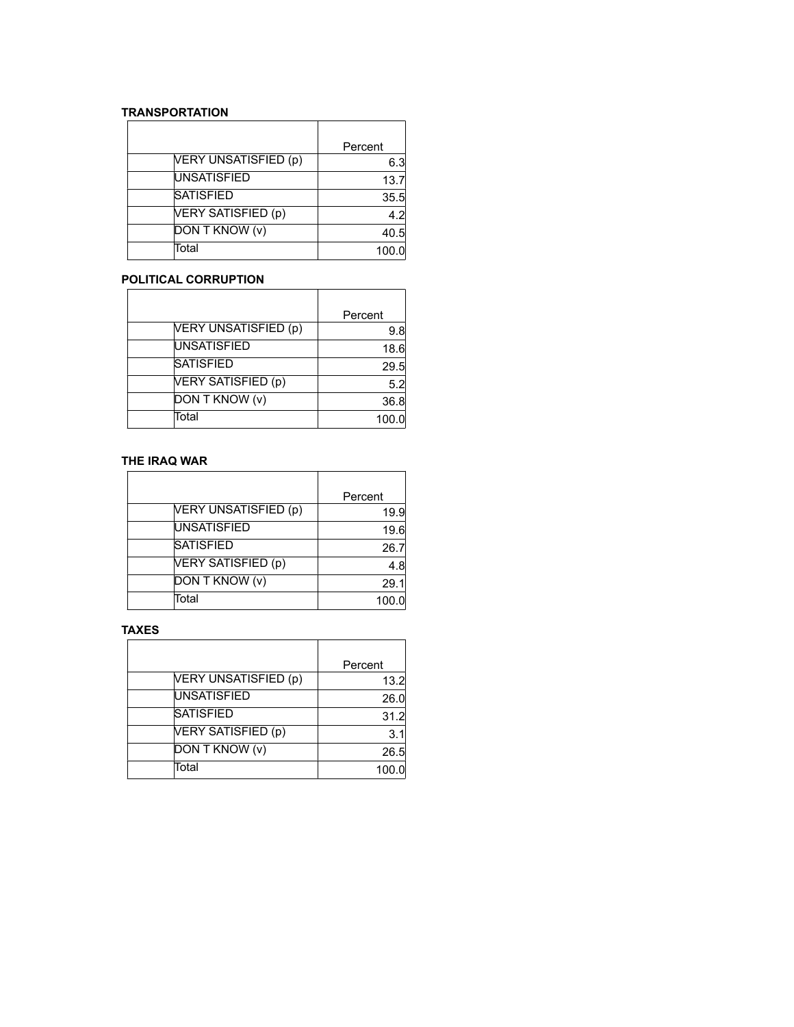**TRANSPORTATION**

| | | Percent |
|---|---|---|
| | VERY UNSATISFIED (p) | 6.3 |
| | UNSATISFIED | 13.7 |
| | SATISFIED | 35.5 |
| | VERY SATISFIED (p) | 4.2 |
| | DON T KNOW (v) | 40.5 |
| | Total | 100.0 |

**POLITICAL CORRUPTION**

| | | Percent |
|---|---|---|
| | VERY UNSATISFIED (p) | 9.8 |
| | UNSATISFIED | 18.6 |
| | SATISFIED | 29.5 |
| | VERY SATISFIED (p) | 5.2 |
| | DON T KNOW (v) | 36.8 |
| | Total | 100.0 |

**THE IRAQ WAR**

| | | Percent |
|---|---|---|
| | VERY UNSATISFIED (p) | 19.9 |
| | UNSATISFIED | 19.6 |
| | SATISFIED | 26.7 |
| | VERY SATISFIED (p) | 4.8 |
| | DON T KNOW (v) | 29.1 |
| | Total | 100.0 |

**TAXES**

| | | Percent |
|---|---|---|
| | VERY UNSATISFIED (p) | 13.2 |
| | UNSATISFIED | 26.0 |
| | SATISFIED | 31.2 |
| | VERY SATISFIED (p) | 3.1 |
| | DON T KNOW (v) | 26.5 |
| | Total | 100.0 |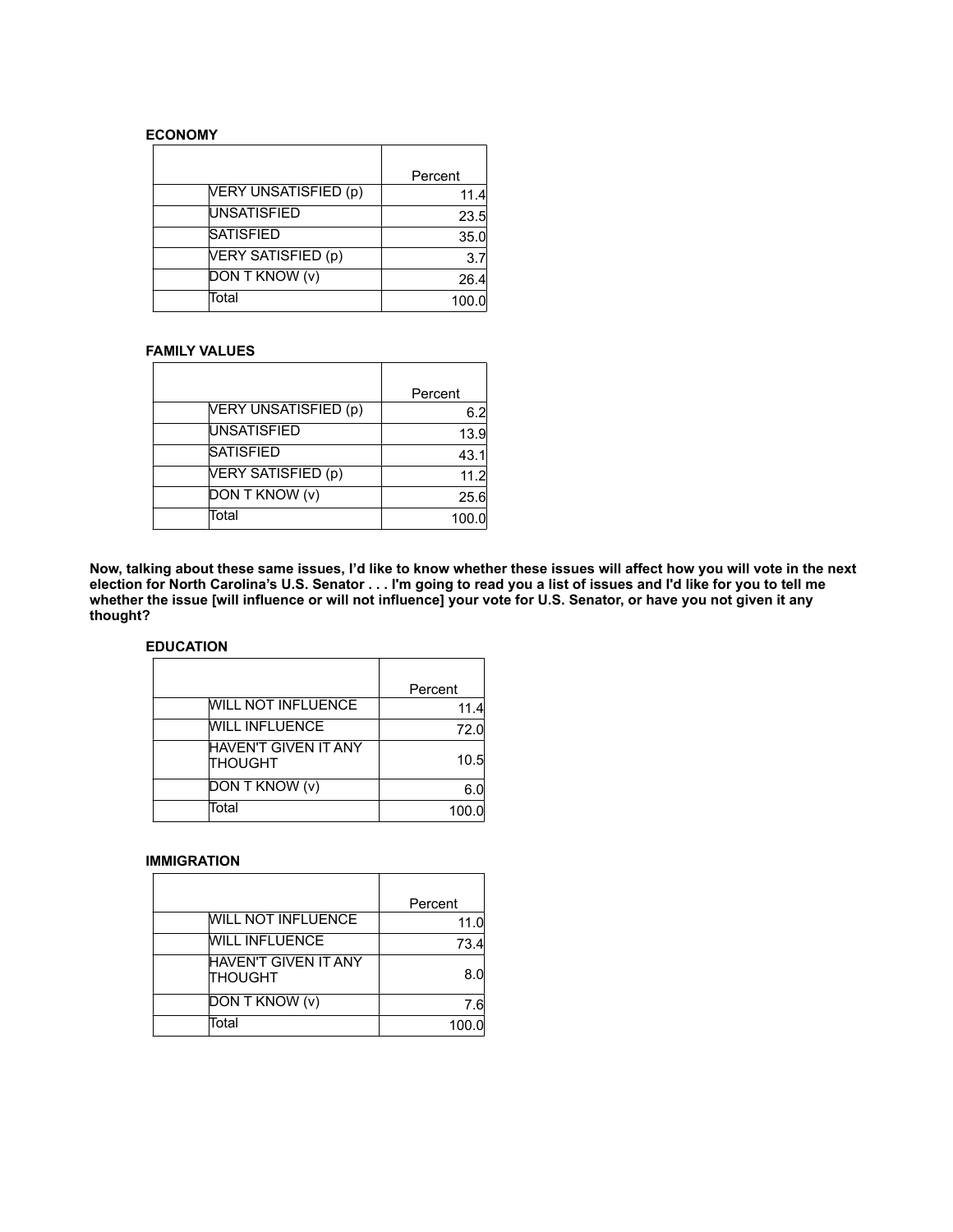**ECONOMY**

| | Percent |
|---|---|
| VERY UNSATISFIED (p) | 11.4 |
| UNSATISFIED | 23.5 |
| SATISFIED | 35.0 |
| VERY SATISFIED (p) | 3.7 |
| DON T KNOW (v) | 26.4 |
| Total | 100.0 |

**FAMILY VALUES**

| | Percent |
|---|---|
| VERY UNSATISFIED (p) | 6.2 |
| UNSATISFIED | 13.9 |
| SATISFIED | 43.1 |
| VERY SATISFIED (p) | 11.2 |
| DON T KNOW (v) | 25.6 |
| Total | 100.0 |

**Now, talking about these same issues, I'd like to know whether these issues will affect how you will vote in the next election for North Carolina's U.S. Senator . . . I'm going to read you a list of issues and I'd like for you to tell me whether the issue [will influence or will not influence] your vote for U.S. Senator, or have you not given it any thought?**

**EDUCATION**

| | Percent |
|---|---|
| WILL NOT INFLUENCE | 11.4 |
| WILL INFLUENCE | 72.0 |
| HAVEN'T GIVEN IT ANY THOUGHT | 10.5 |
| DON T KNOW (v) | 6.0 |
| Total | 100.0 |

**IMMIGRATION**

| | Percent |
|---|---|
| WILL NOT INFLUENCE | 11.0 |
| WILL INFLUENCE | 73.4 |
| HAVEN'T GIVEN IT ANY THOUGHT | 8.0 |
| DON T KNOW (v) | 7.6 |
| Total | 100.0 |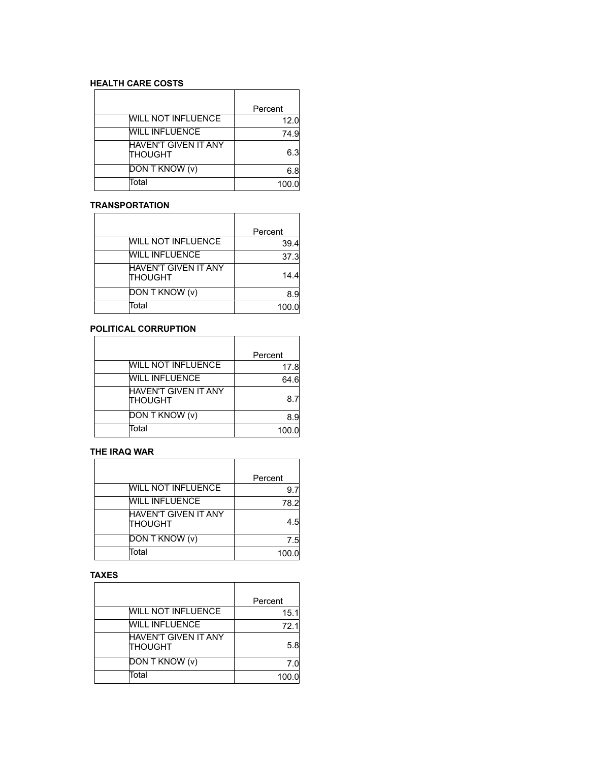**HEALTH CARE COSTS**

| | Percent |
|---|---|
| WILL NOT INFLUENCE | 12.0 |
| WILL INFLUENCE | 74.9 |
| HAVEN'T GIVEN IT ANY THOUGHT | 6.3 |
| DON T KNOW (v) | 6.8 |
| Total | 100.0 |

**TRANSPORTATION**

| | Percent |
|---|---|
| WILL NOT INFLUENCE | 39.4 |
| WILL INFLUENCE | 37.3 |
| HAVEN'T GIVEN IT ANY THOUGHT | 14.4 |
| DON T KNOW (v) | 8.9 |
| Total | 100.0 |

**POLITICAL CORRUPTION**

| | Percent |
|---|---|
| WILL NOT INFLUENCE | 17.8 |
| WILL INFLUENCE | 64.6 |
| HAVEN'T GIVEN IT ANY THOUGHT | 8.7 |
| DON T KNOW (v) | 8.9 |
| Total | 100.0 |

**THE IRAQ WAR**

| | Percent |
|---|---|
| WILL NOT INFLUENCE | 9.7 |
| WILL INFLUENCE | 78.2 |
| HAVEN'T GIVEN IT ANY THOUGHT | 4.5 |
| DON T KNOW (v) | 7.5 |
| Total | 100.0 |

**TAXES**

| | Percent |
|---|---|
| WILL NOT INFLUENCE | 15.1 |
| WILL INFLUENCE | 72.1 |
| HAVEN'T GIVEN IT ANY THOUGHT | 5.8 |
| DON T KNOW (v) | 7.0 |
| Total | 100.0 |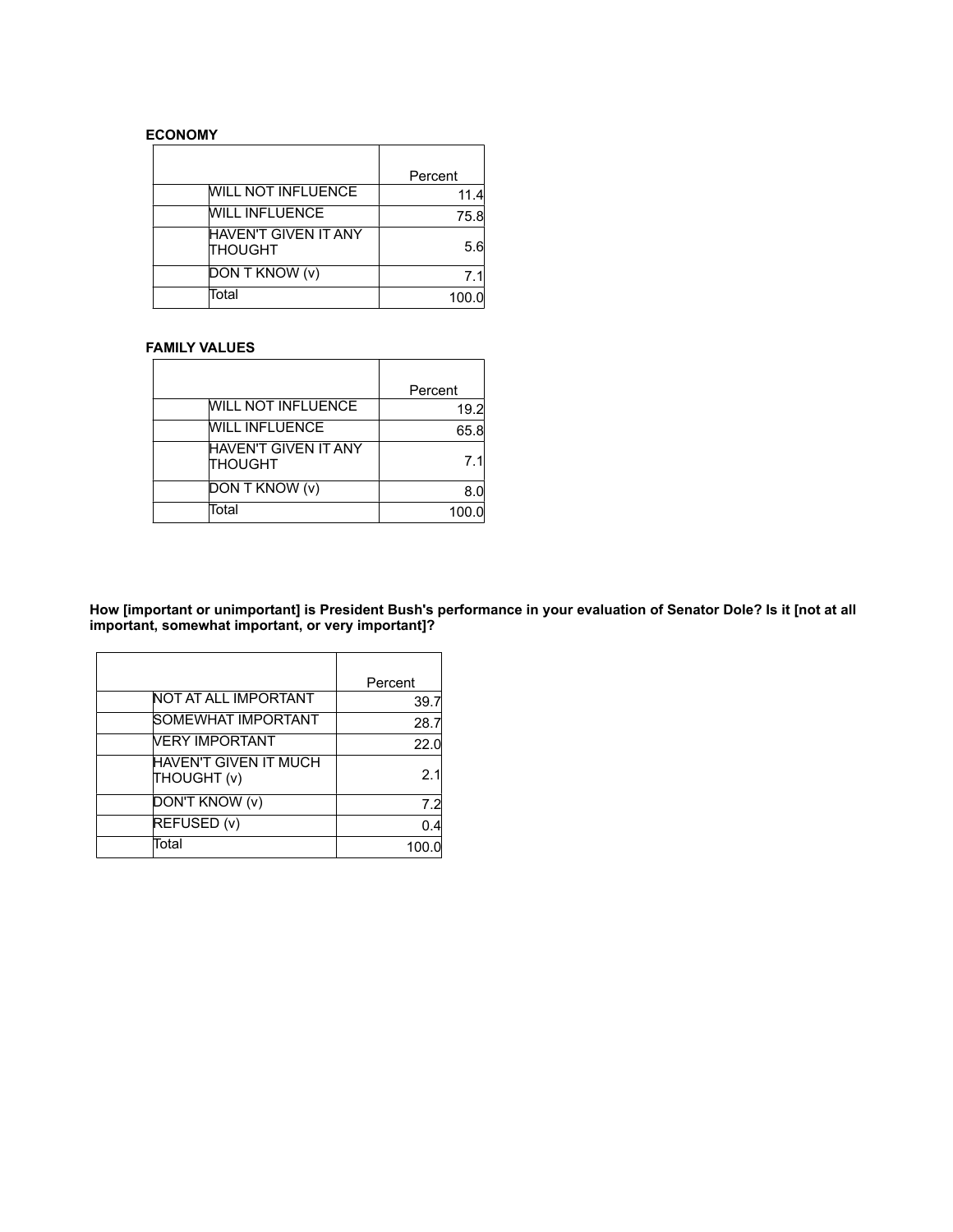**ECONOMY**

| | Percent |
|---|---|
| WILL NOT INFLUENCE | 11.4 |
| WILL INFLUENCE | 75.8 |
| HAVEN'T GIVEN IT ANY THOUGHT | 5.6 |
| DON T KNOW (v) | 7.1 |
| Total | 100.0 |

**FAMILY VALUES**

| | Percent |
|---|---|
| WILL NOT INFLUENCE | 19.2 |
| WILL INFLUENCE | 65.8 |
| HAVEN'T GIVEN IT ANY THOUGHT | 7.1 |
| DON T KNOW (v) | 8.0 |
| Total | 100.0 |

**How [important or unimportant] is President Bush's performance in your evaluation of Senator Dole? Is it [not at all important, somewhat important, or very important]?**

| | Percent |
|---|---|
| NOT AT ALL IMPORTANT | 39.7 |
| SOMEWHAT IMPORTANT | 28.7 |
| VERY IMPORTANT | 22.0 |
| HAVEN'T GIVEN IT MUCH THOUGHT (v) | 2.1 |
| DON'T KNOW (v) | 7.2 |
| REFUSED (v) | 0.4 |
| Total | 100.0 |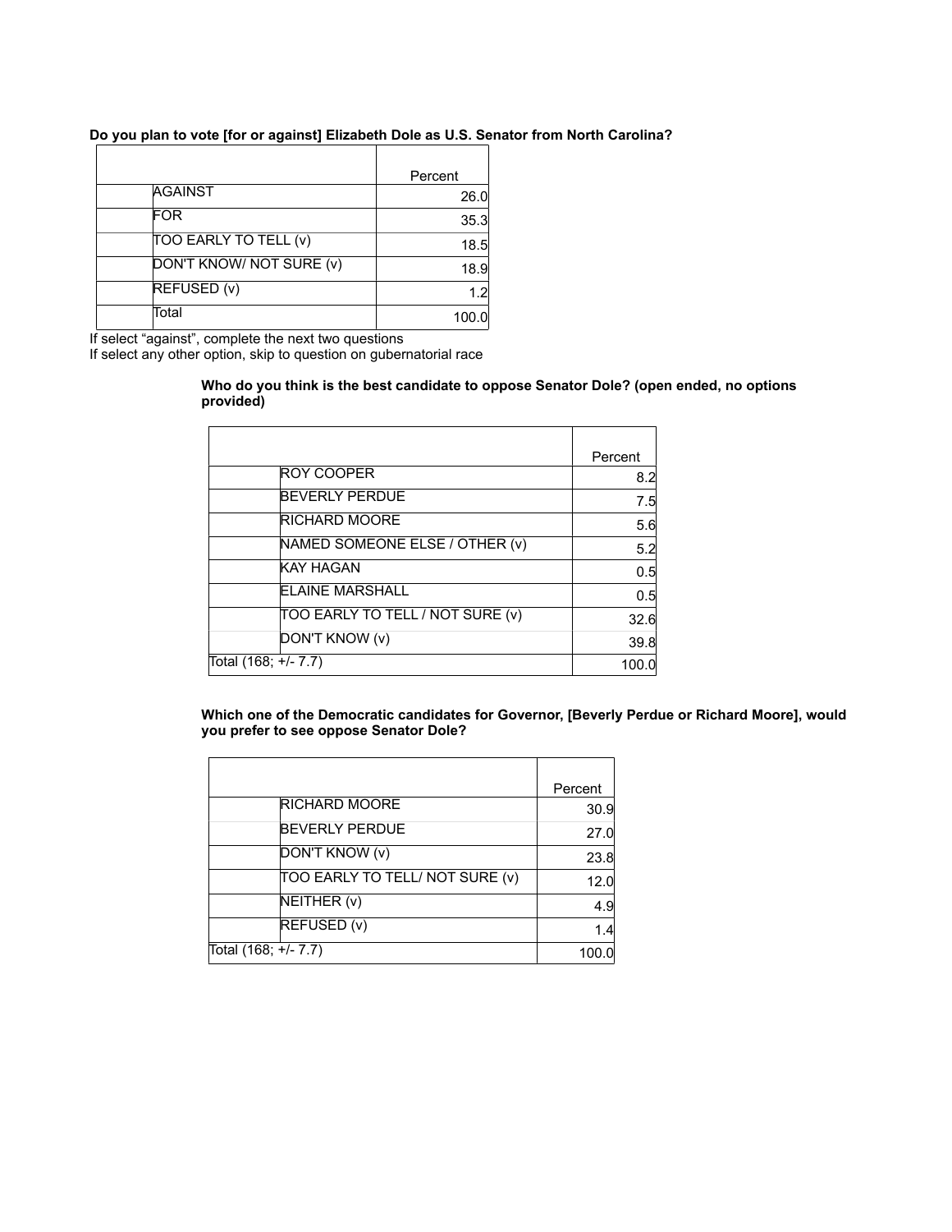**Do you plan to vote [for or against] Elizabeth Dole as U.S. Senator from North Carolina?**

| | Percent |
|---|---|
| AGAINST | 26.0 |
| FOR | 35.3 |
| TOO EARLY TO TELL (v) | 18.5 |
| DON'T KNOW/ NOT SURE (v) | 18.9 |
| REFUSED (v) | 1.2 |
| Total | 100.0 |

If select "against", complete the next two questions
If select any other option, skip to question on gubernatorial race

**Who do you think is the best candidate to oppose Senator Dole? (open ended, no options provided)**

| | Percent |
|---|---|
| ROY COOPER | 8.2 |
| BEVERLY PERDUE | 7.5 |
| RICHARD MOORE | 5.6 |
| NAMED SOMEONE ELSE / OTHER (v) | 5.2 |
| KAY HAGAN | 0.5 |
| ELAINE MARSHALL | 0.5 |
| TOO EARLY TO TELL / NOT SURE (v) | 32.6 |
| DON'T KNOW (v) | 39.8 |
| Total (168; +/- 7.7) | 100.0 |

**Which one of the Democratic candidates for Governor, [Beverly Perdue or Richard Moore], would you prefer to see oppose Senator Dole?**

| | Percent |
|---|---|
| RICHARD MOORE | 30.9 |
| BEVERLY PERDUE | 27.0 |
| DON'T KNOW (v) | 23.8 |
| TOO EARLY TO TELL/ NOT SURE (v) | 12.0 |
| NEITHER (v) | 4.9 |
| REFUSED (v) | 1.4 |
| Total (168; +/- 7.7) | 100.0 |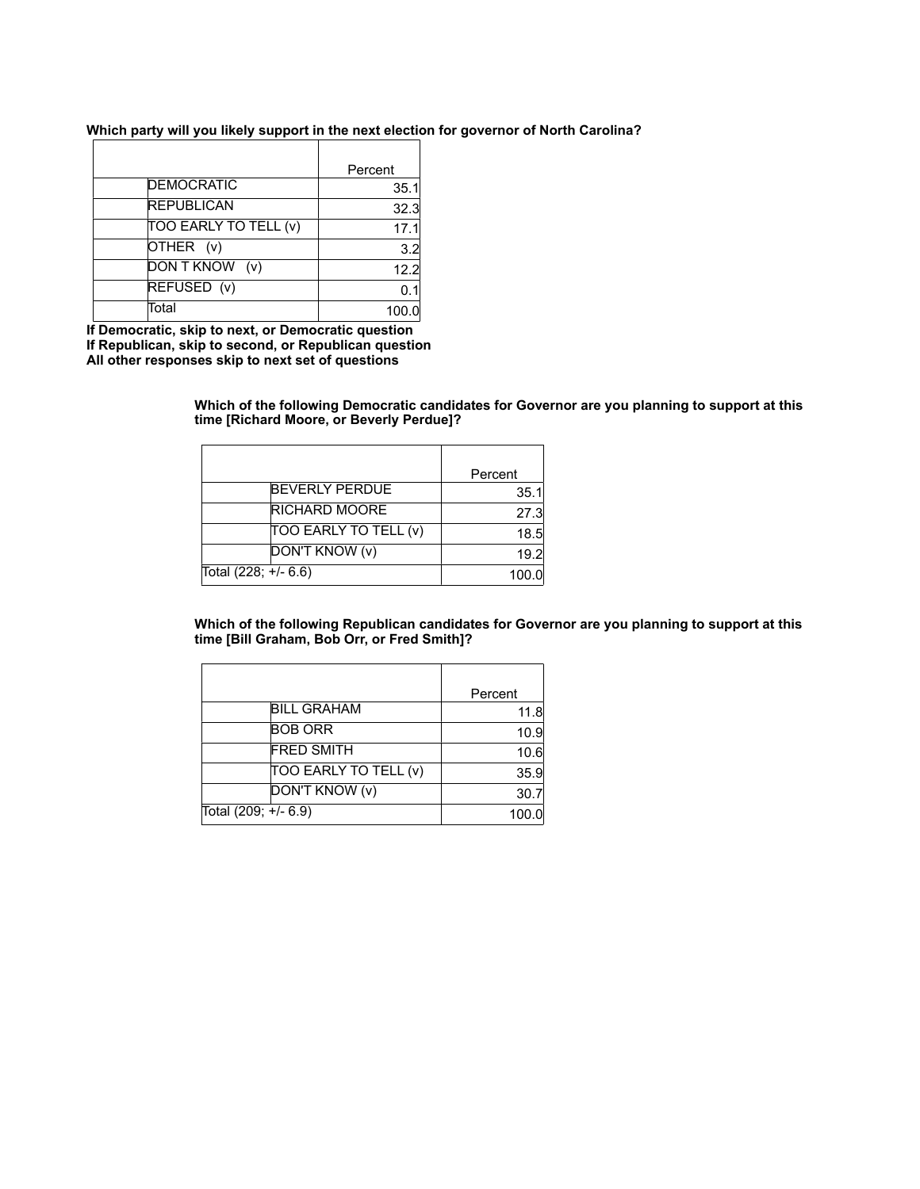**Which party will you likely support in the next election for governor of North Carolina?**

| | Percent |
|---|---|
| DEMOCRATIC | 35.1 |
| REPUBLICAN | 32.3 |
| TOO EARLY TO TELL (v) | 17.1 |
| OTHER (v) | 3.2 |
| DON T KNOW (v) | 12.2 |
| REFUSED (v) | 0.1 |
| Total | 100.0 |

**If Democratic, skip to next, or Democratic question**
**If Republican, skip to second, or Republican question**
**All other responses skip to next set of questions**

**Which of the following Democratic candidates for Governor are you planning to support at this time [Richard Moore, or Beverly Perdue]?**

| | Percent |
|---|---|
| BEVERLY PERDUE | 35.1 |
| RICHARD MOORE | 27.3 |
| TOO EARLY TO TELL (v) | 18.5 |
| DON'T KNOW (v) | 19.2 |
| Total (228; +/- 6.6) | 100.0 |

**Which of the following Republican candidates for Governor are you planning to support at this time [Bill Graham, Bob Orr, or Fred Smith]?**

| | Percent |
|---|---|
| BILL GRAHAM | 11.8 |
| BOB ORR | 10.9 |
| FRED SMITH | 10.6 |
| TOO EARLY TO TELL (v) | 35.9 |
| DON'T KNOW (v) | 30.7 |
| Total (209; +/- 6.9) | 100.0 |